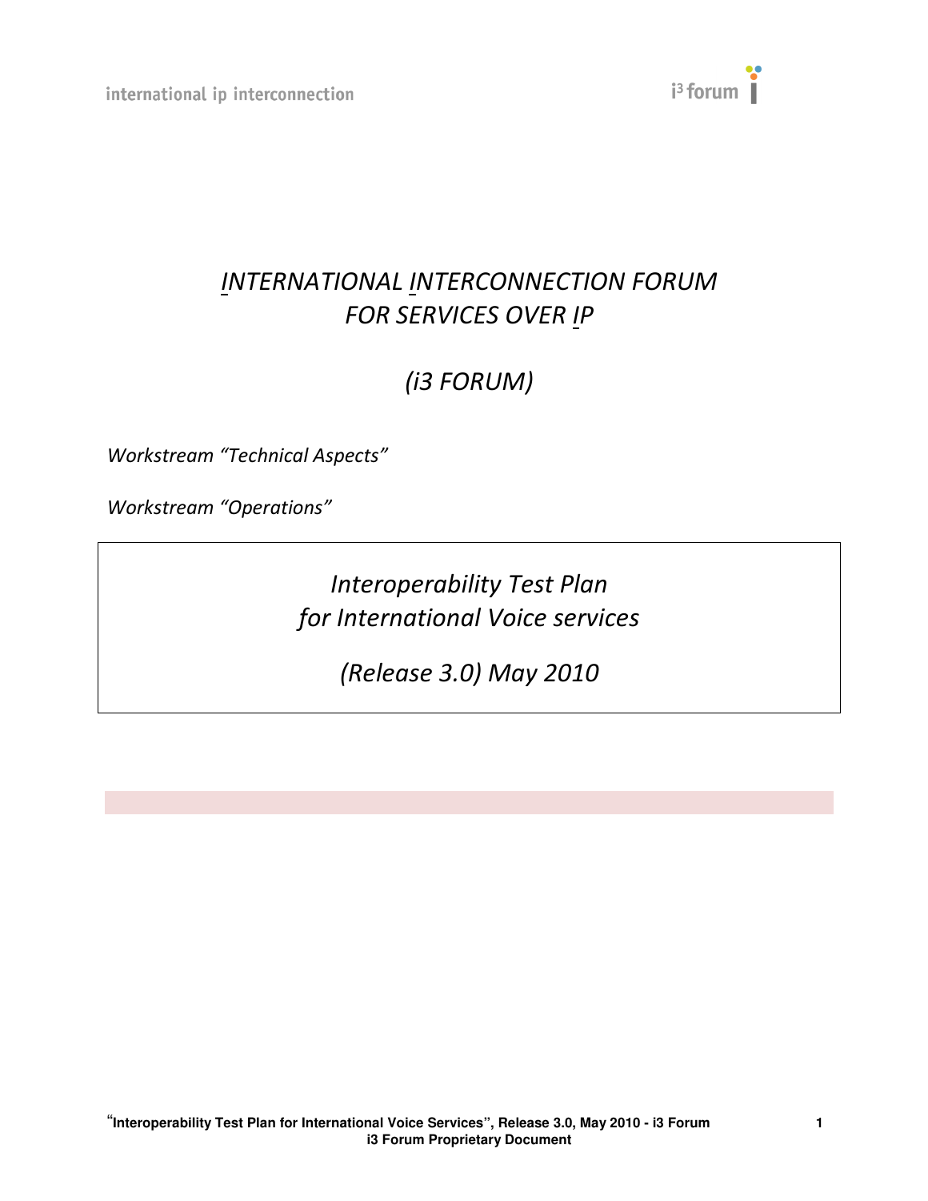# *INTERNATIONAL INTERCONNECTION FORUM FOR SERVICES OVER IP*

# *(i3 FORUM)*

*Workstream "Technical Aspects"*

*Workstream "Operations"*

## *Interoperability Test Plan for International Voice services*

## *(Release 3.0) May 2010*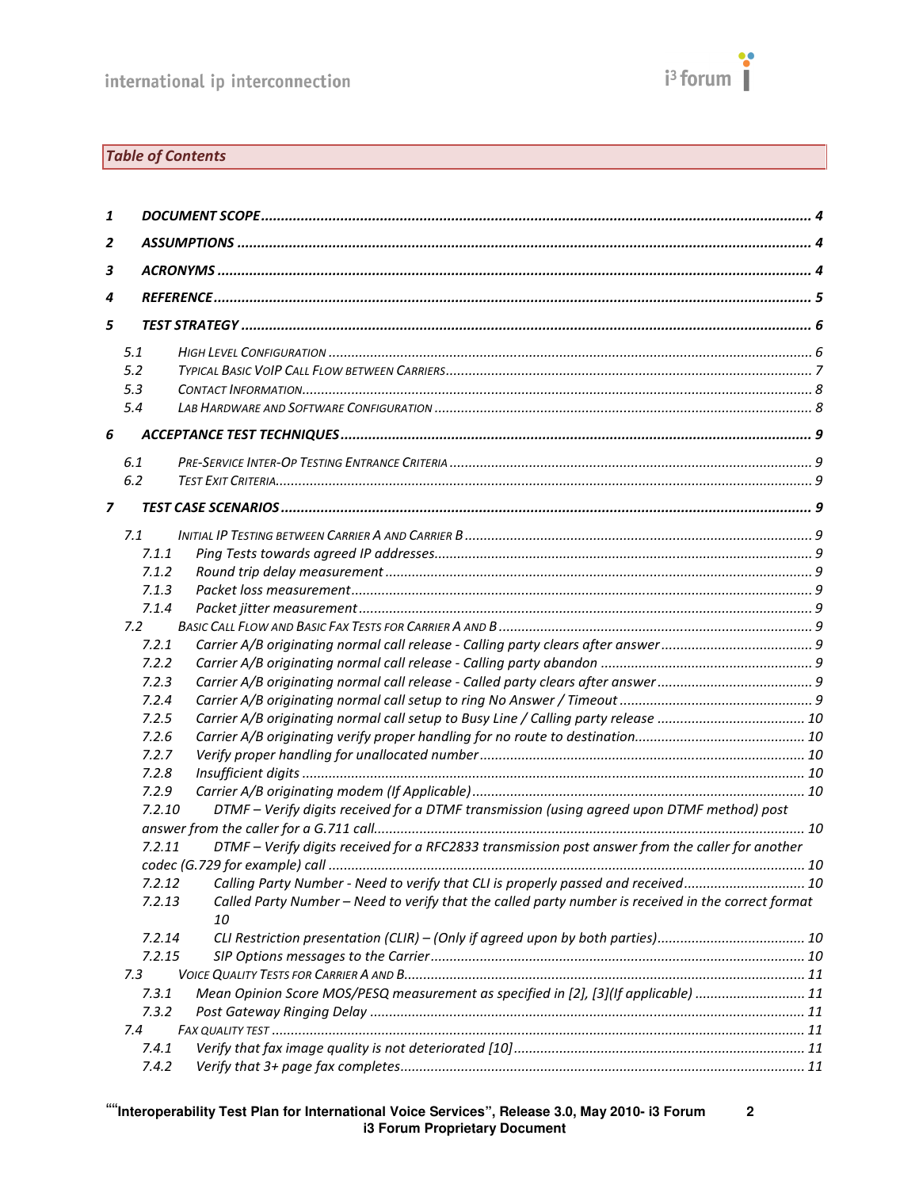## Table of Contents

**1 DOCUMENT SCOPE** ... 4

**2 ASSUMPTIONS** ... 4

**3 ACRONYMS** ... 4

**4 REFERENCE** ... 5

**5 TEST STRATEGY** ... 6

- 5.1 HIGH LEVEL CONFIGURATION ... 6
- 5.2 TYPICAL BASIC VOIP CALL FLOW BETWEEN CARRIERS ... 7
- 5.3 CONTACT INFORMATION ... 8
- 5.4 LAB HARDWARE AND SOFTWARE CONFIGURATION ... 8

**6 ACCEPTANCE TEST TECHNIQUES** ... 9

- 6.1 PRE-SERVICE INTER-OP TESTING ENTRANCE CRITERIA ... 9
- 6.2 TEST EXIT CRITERIA ... 9

**7 TEST CASE SCENARIOS** ... 9

- 7.1 INITIAL IP TESTING BETWEEN CARRIER A AND CARRIER B ... 9
  - 7.1.1 Ping Tests towards agreed IP addresses ... 9
  - 7.1.2 Round trip delay measurement ... 9
  - 7.1.3 Packet loss measurement ... 9
  - 7.1.4 Packet jitter measurement ... 9
- 7.2 BASIC CALL FLOW AND BASIC FAX TESTS FOR CARRIER A AND B ... 9
  - 7.2.1 Carrier A/B originating normal call release - Calling party clears after answer ... 9
  - 7.2.2 Carrier A/B originating normal call release - Calling party abandon ... 9
  - 7.2.3 Carrier A/B originating normal call release - Called party clears after answer ... 9
  - 7.2.4 Carrier A/B originating normal call setup to ring No Answer / Timeout ... 9
  - 7.2.5 Carrier A/B originating normal call setup to Busy Line / Calling party release ... 10
  - 7.2.6 Carrier A/B originating verify proper handling for no route to destination ... 10
  - 7.2.7 Verify proper handling for unallocated number ... 10
  - 7.2.8 Insufficient digits ... 10
  - 7.2.9 Carrier A/B originating modem (If Applicable) ... 10
  - 7.2.10 DTMF – Verify digits received for a DTMF transmission (using agreed upon DTMF method) post answer from the caller for a G.711 call ... 10
  - 7.2.11 DTMF – Verify digits received for a RFC2833 transmission post answer from the caller for another codec (G.729 for example) call ... 10
  - 7.2.12 Calling Party Number - Need to verify that CLI is properly passed and received ... 10
  - 7.2.13 Called Party Number – Need to verify that the called party number is received in the correct format 10
  - 7.2.14 CLI Restriction presentation (CLIR) – (Only if agreed upon by both parties) ... 10
  - 7.2.15 SIP Options messages to the Carrier ... 10
- 7.3 VOICE QUALITY TESTS FOR CARRIER A AND B ... 11
  - 7.3.1 Mean Opinion Score MOS/PESQ measurement as specified in [2], [3](If applicable) ... 11
  - 7.3.2 Post Gateway Ringing Delay ... 11
- 7.4 FAX QUALITY TEST ... 11
  - 7.4.1 Verify that fax image quality is not deteriorated [10] ... 11
  - 7.4.2 Verify that 3+ page fax completes ... 11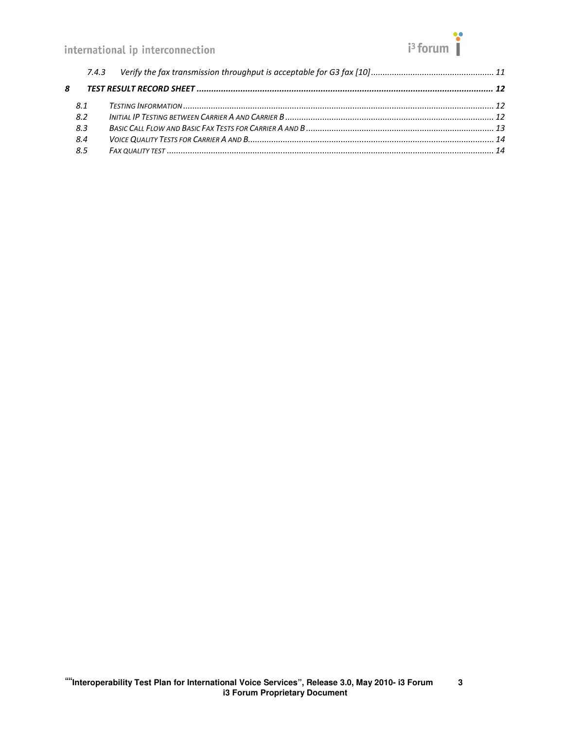7.4.3 *Verify the fax transmission throughput is acceptable for G3 fax [10]* ..... 11

**8 TEST RESULT RECORD SHEET** ..... 12

8.1 *Testing Information* ..... 12
8.2 *Initial IP Testing between Carrier A and Carrier B* ..... 12
8.3 *Basic Call Flow and Basic Fax Tests for Carrier A and B* ..... 13
8.4 *Voice Quality Tests for Carrier A and B* ..... 14
8.5 *Fax quality test* ..... 14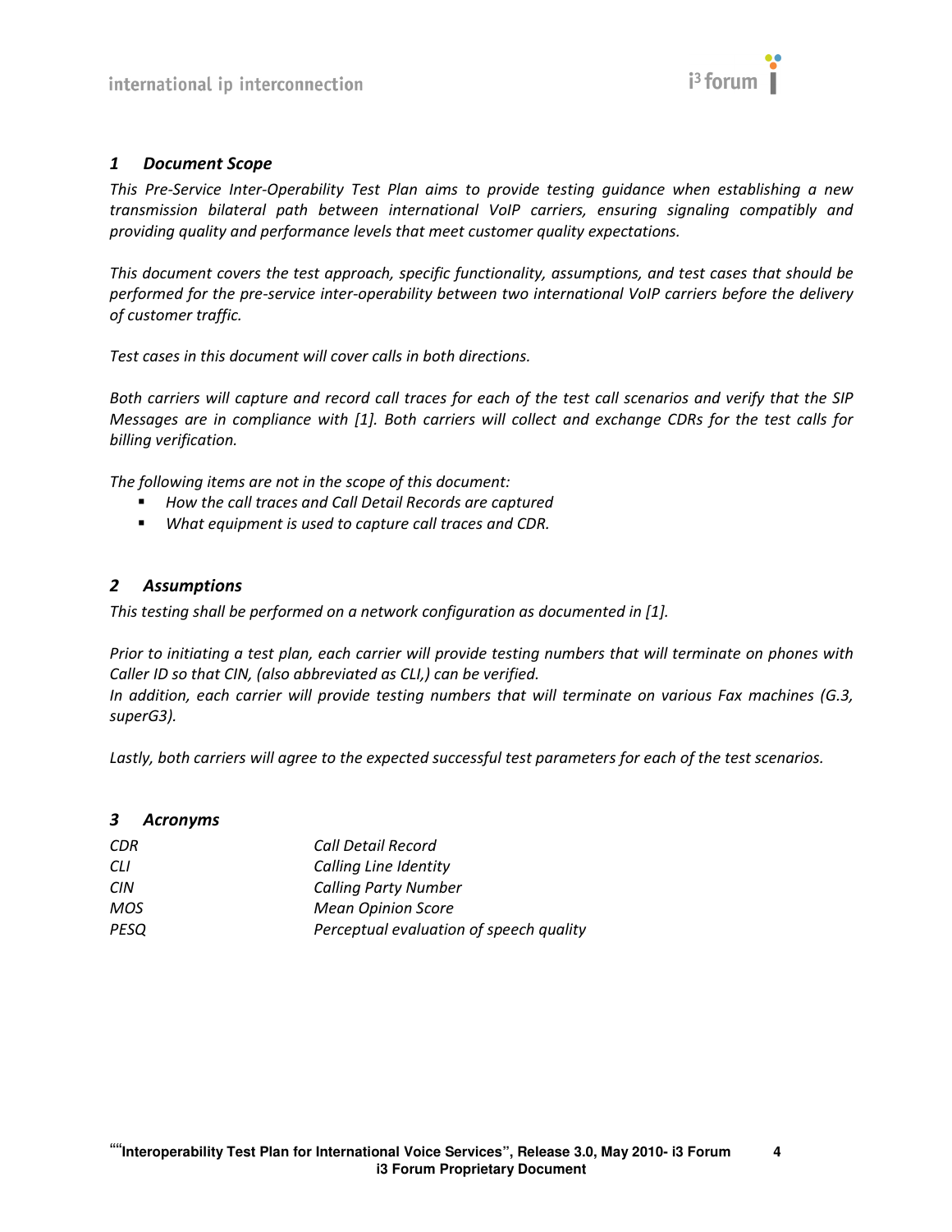## 1 Document Scope

*This Pre-Service Inter-Operability Test Plan aims to provide testing guidance when establishing a new transmission bilateral path between international VoIP carriers, ensuring signaling compatibly and providing quality and performance levels that meet customer quality expectations.*

*This document covers the test approach, specific functionality, assumptions, and test cases that should be performed for the pre-service inter-operability between two international VoIP carriers before the delivery of customer traffic.*

*Test cases in this document will cover calls in both directions.*

*Both carriers will capture and record call traces for each of the test call scenarios and verify that the SIP Messages are in compliance with [1]. Both carriers will collect and exchange CDRs for the test calls for billing verification.*

*The following items are not in the scope of this document:*

- *How the call traces and Call Detail Records are captured*
- *What equipment is used to capture call traces and CDR.*

## 2 Assumptions

*This testing shall be performed on a network configuration as documented in [1].*

*Prior to initiating a test plan, each carrier will provide testing numbers that will terminate on phones with Caller ID so that CIN, (also abbreviated as CLI,) can be verified.*
*In addition, each carrier will provide testing numbers that will terminate on various Fax machines (G.3, superG3).*

*Lastly, both carriers will agree to the expected successful test parameters for each of the test scenarios.*

## 3 Acronyms

| | |
|---|---|
| *CDR* | *Call Detail Record* |
| *CLI* | *Calling Line Identity* |
| *CIN* | *Calling Party Number* |
| *MOS* | *Mean Opinion Score* |
| *PESQ* | *Perceptual evaluation of speech quality* |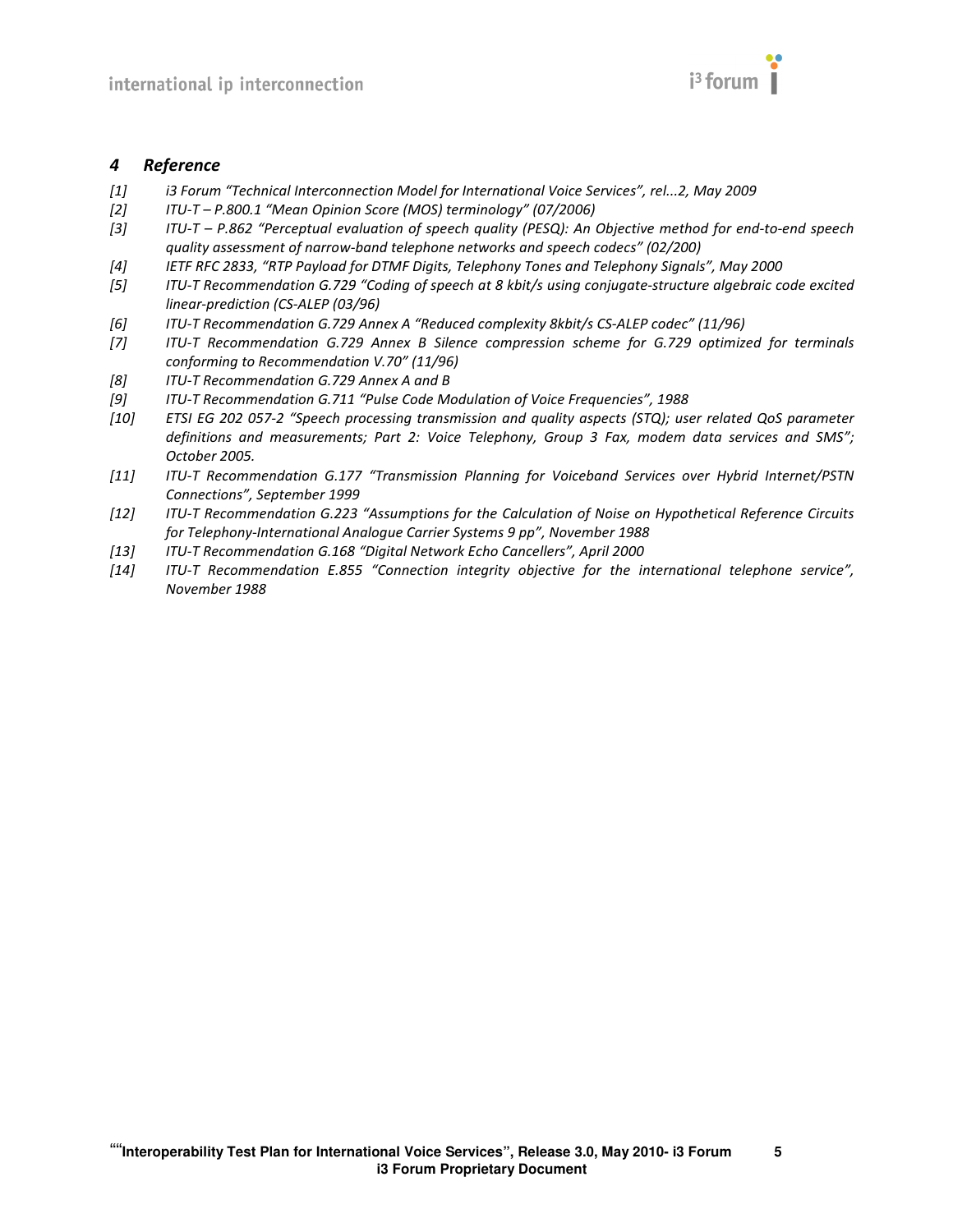# 4 Reference

*[1] i3 Forum "Technical Interconnection Model for International Voice Services", rel...2, May 2009*

*[2] ITU-T – P.800.1 "Mean Opinion Score (MOS) terminology" (07/2006)*

*[3] ITU-T – P.862 "Perceptual evaluation of speech quality (PESQ): An Objective method for end-to-end speech quality assessment of narrow-band telephone networks and speech codecs" (02/200)*

*[4] IETF RFC 2833, "RTP Payload for DTMF Digits, Telephony Tones and Telephony Signals", May 2000*

*[5] ITU-T Recommendation G.729 "Coding of speech at 8 kbit/s using conjugate-structure algebraic code excited linear-prediction (CS-ALEP (03/96)*

*[6] ITU-T Recommendation G.729 Annex A "Reduced complexity 8kbit/s CS-ALEP codec" (11/96)*

*[7] ITU-T Recommendation G.729 Annex B Silence compression scheme for G.729 optimized for terminals conforming to Recommendation V.70" (11/96)*

*[8] ITU-T Recommendation G.729 Annex A and B*

*[9] ITU-T Recommendation G.711 "Pulse Code Modulation of Voice Frequencies", 1988*

*[10] ETSI EG 202 057-2 "Speech processing transmission and quality aspects (STQ); user related QoS parameter definitions and measurements; Part 2: Voice Telephony, Group 3 Fax, modem data services and SMS"; October 2005.*

*[11] ITU-T Recommendation G.177 "Transmission Planning for Voiceband Services over Hybrid Internet/PSTN Connections", September 1999*

*[12] ITU-T Recommendation G.223 "Assumptions for the Calculation of Noise on Hypothetical Reference Circuits for Telephony-International Analogue Carrier Systems 9 pp", November 1988*

*[13] ITU-T Recommendation G.168 "Digital Network Echo Cancellers", April 2000*

*[14] ITU-T Recommendation E.855 "Connection integrity objective for the international telephone service", November 1988*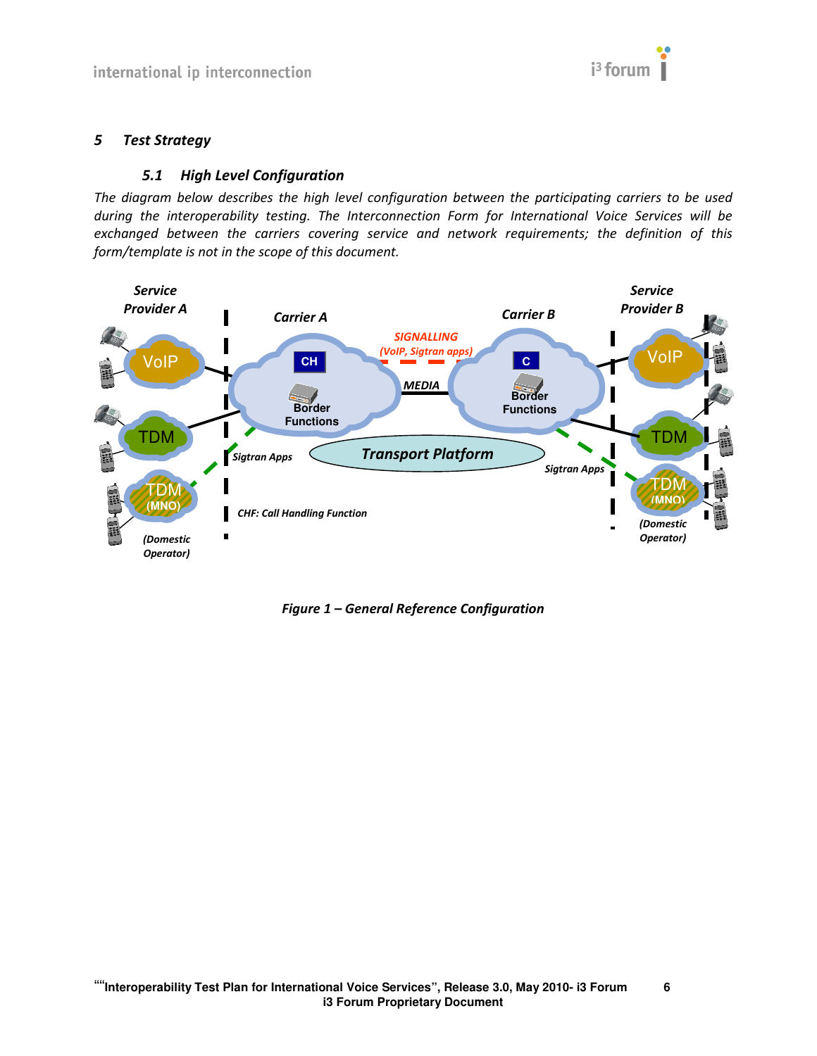## 5 Test Strategy

### 5.1 High Level Configuration

*The diagram below describes the high level configuration between the participating carriers to be used during the interoperability testing. The Interconnection Form for International Voice Services will be exchanged between the carriers covering service and network requirements; the definition of this form/template is not in the scope of this document.*

*Figure 1 – General Reference Configuration*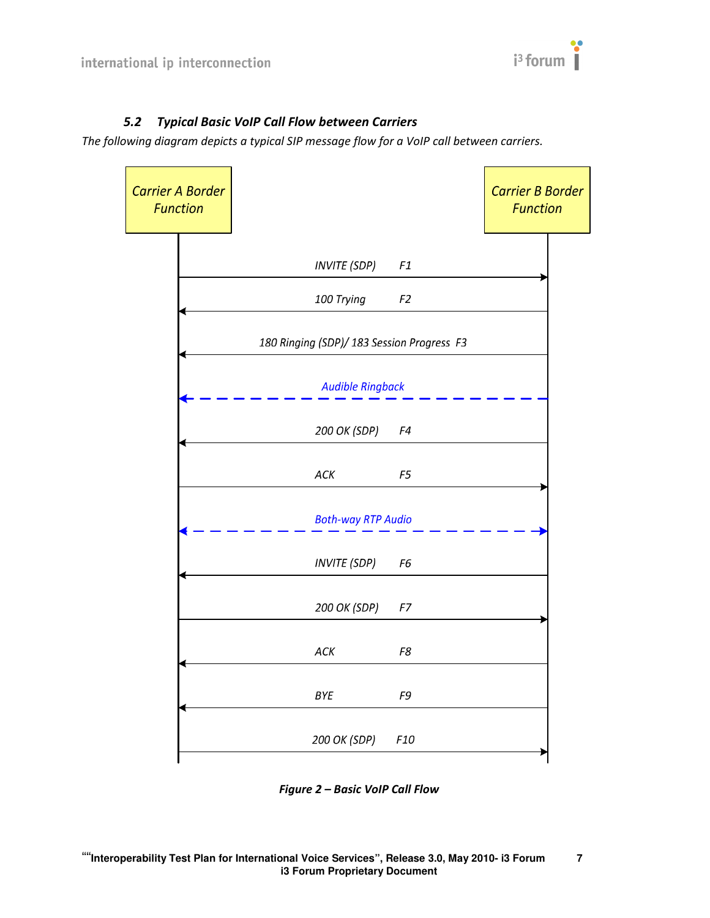### *5.2 Typical Basic VoIP Call Flow between Carriers*

*The following diagram depicts a typical SIP message flow for a VoIP call between carriers.*

| Carrier A Border Function | Direction | Message | Flow | Carrier B Border Function |
|---|---|---|---|---|
| | → | INVITE (SDP) | F1 | |
| | ← | 100 Trying | F2 | |
| | ← | 180 Ringing (SDP)/ 183 Session Progress | F3 | |
| | ← | Audible Ringback | | |
| | ← | 200 OK (SDP) | F4 | |
| | → | ACK | F5 | |
| | ↔ | Both-way RTP Audio | | |
| | ← | INVITE (SDP) | F6 | |
| | → | 200 OK (SDP) | F7 | |
| | ← | ACK | F8 | |
| | ← | BYE | F9 | |
| | → | 200 OK (SDP) | F10 | |

***Figure 2 – Basic VoIP Call Flow***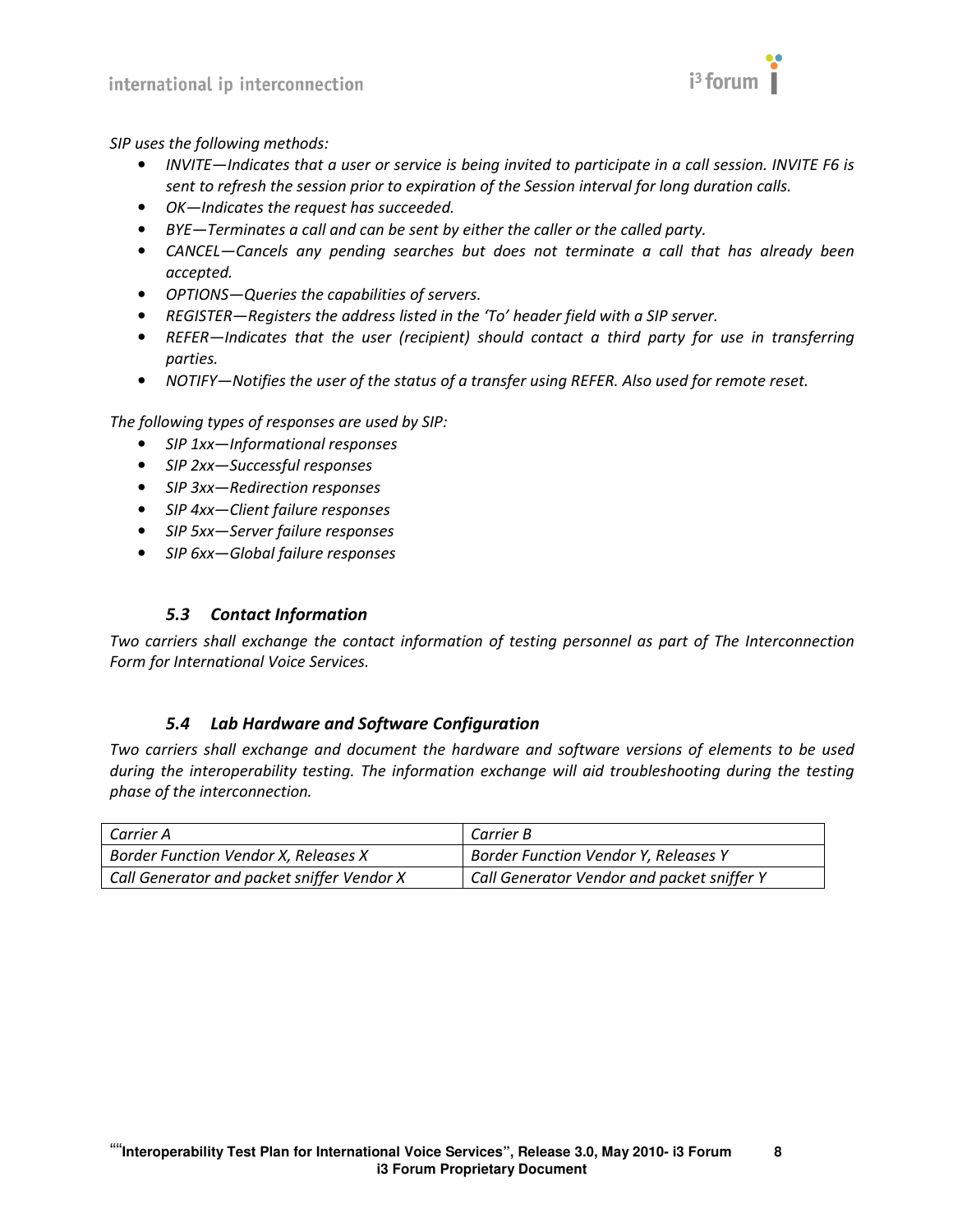*SIP uses the following methods:*

- *INVITE—Indicates that a user or service is being invited to participate in a call session. INVITE F6 is sent to refresh the session prior to expiration of the Session interval for long duration calls.*
- *OK—Indicates the request has succeeded.*
- *BYE—Terminates a call and can be sent by either the caller or the called party.*
- *CANCEL—Cancels any pending searches but does not terminate a call that has already been accepted.*
- *OPTIONS—Queries the capabilities of servers.*
- *REGISTER—Registers the address listed in the 'To' header field with a SIP server.*
- *REFER—Indicates that the user (recipient) should contact a third party for use in transferring parties.*
- *NOTIFY—Notifies the user of the status of a transfer using REFER. Also used for remote reset.*

*The following types of responses are used by SIP:*

- *SIP 1xx—Informational responses*
- *SIP 2xx—Successful responses*
- *SIP 3xx—Redirection responses*
- *SIP 4xx—Client failure responses*
- *SIP 5xx—Server failure responses*
- *SIP 6xx—Global failure responses*

### *5.3 Contact Information*

*Two carriers shall exchange the contact information of testing personnel as part of The Interconnection Form for International Voice Services.*

### *5.4 Lab Hardware and Software Configuration*

*Two carriers shall exchange and document the hardware and software versions of elements to be used during the interoperability testing. The information exchange will aid troubleshooting during the testing phase of the interconnection.*

| *Carrier A* | *Carrier B* |
|---|---|
| *Border Function Vendor X, Releases X* | *Border Function Vendor Y, Releases Y* |
| *Call Generator and packet sniffer Vendor X* | *Call Generator Vendor and packet sniffer Y* |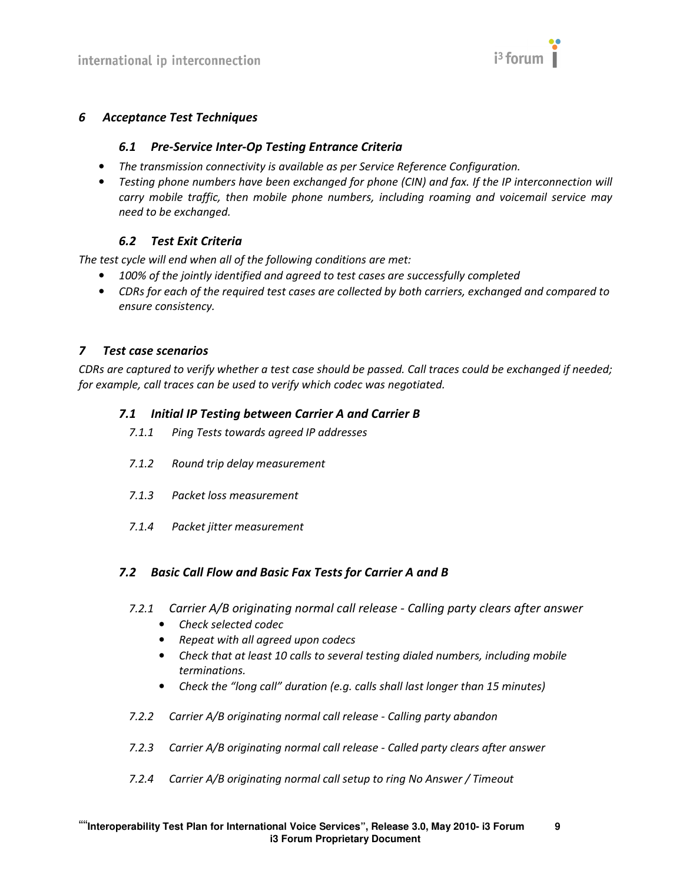# *6 Acceptance Test Techniques*

## *6.1 Pre-Service Inter-Op Testing Entrance Criteria*

- *The transmission connectivity is available as per Service Reference Configuration.*
- *Testing phone numbers have been exchanged for phone (CIN) and fax. If the IP interconnection will carry mobile traffic, then mobile phone numbers, including roaming and voicemail service may need to be exchanged.*

## *6.2 Test Exit Criteria*

*The test cycle will end when all of the following conditions are met:*

- *100% of the jointly identified and agreed to test cases are successfully completed*
- *CDRs for each of the required test cases are collected by both carriers, exchanged and compared to ensure consistency.*

# *7 Test case scenarios*

*CDRs are captured to verify whether a test case should be passed. Call traces could be exchanged if needed; for example, call traces can be used to verify which codec was negotiated.*

## *7.1 Initial IP Testing between Carrier A and Carrier B*

### *7.1.1 Ping Tests towards agreed IP addresses*

### *7.1.2 Round trip delay measurement*

### *7.1.3 Packet loss measurement*

### *7.1.4 Packet jitter measurement*

## *7.2 Basic Call Flow and Basic Fax Tests for Carrier A and B*

### *7.2.1 Carrier A/B originating normal call release - Calling party clears after answer*

- *Check selected codec*
- *Repeat with all agreed upon codecs*
- *Check that at least 10 calls to several testing dialed numbers, including mobile terminations.*
- *Check the "long call" duration (e.g. calls shall last longer than 15 minutes)*

### *7.2.2 Carrier A/B originating normal call release - Calling party abandon*

### *7.2.3 Carrier A/B originating normal call release - Called party clears after answer*

### *7.2.4 Carrier A/B originating normal call setup to ring No Answer / Timeout*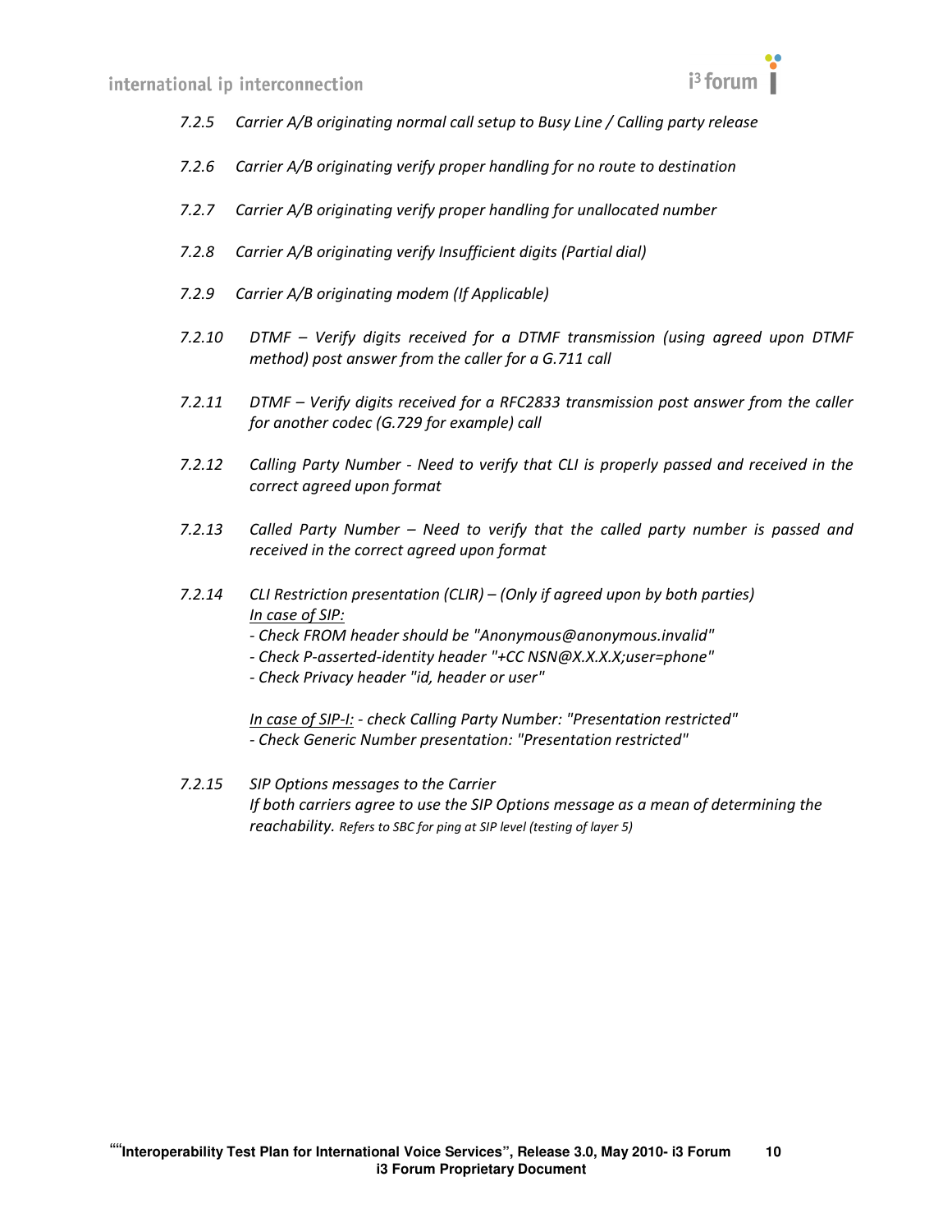*7.2.5 Carrier A/B originating normal call setup to Busy Line / Calling party release*

*7.2.6 Carrier A/B originating verify proper handling for no route to destination*

*7.2.7 Carrier A/B originating verify proper handling for unallocated number*

*7.2.8 Carrier A/B originating verify Insufficient digits (Partial dial)*

*7.2.9 Carrier A/B originating modem (If Applicable)*

*7.2.10 DTMF – Verify digits received for a DTMF transmission (using agreed upon DTMF method) post answer from the caller for a G.711 call*

*7.2.11 DTMF – Verify digits received for a RFC2833 transmission post answer from the caller for another codec (G.729 for example) call*

*7.2.12 Calling Party Number - Need to verify that CLI is properly passed and received in the correct agreed upon format*

*7.2.13 Called Party Number – Need to verify that the called party number is passed and received in the correct agreed upon format*

*7.2.14 CLI Restriction presentation (CLIR) – (Only if agreed upon by both parties)*
*<u>In case of SIP:</u>*
*- Check FROM header should be "Anonymous@anonymous.invalid"*
*- Check P-asserted-identity header "+CC NSN@X.X.X.X;user=phone"*
*- Check Privacy header "id, header or user"*

*<u>In case of SIP-I:</u> - check Calling Party Number: "Presentation restricted"*
*- Check Generic Number presentation: "Presentation restricted"*

*7.2.15 SIP Options messages to the Carrier*
*If both carriers agree to use the SIP Options message as a mean of determining the reachability. Refers to SBC for ping at SIP level (testing of layer 5)*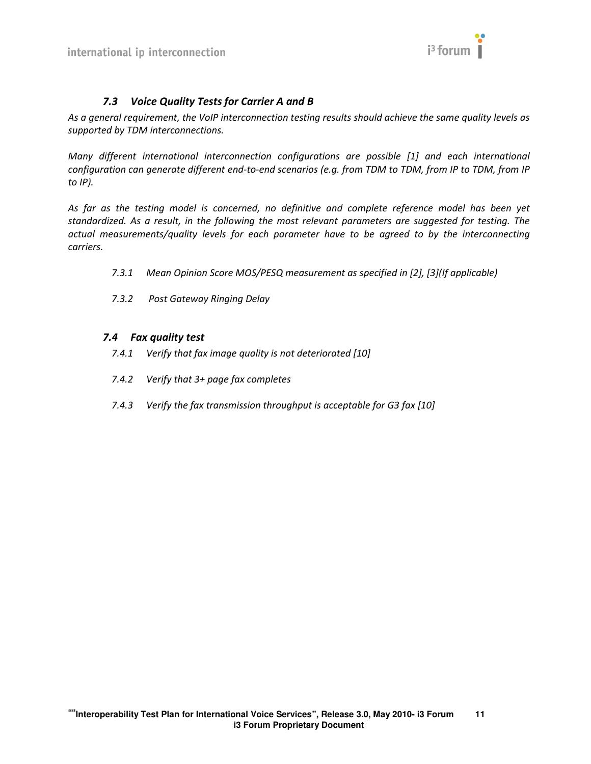## *7.3 Voice Quality Tests for Carrier A and B*

*As a general requirement, the VoIP interconnection testing results should achieve the same quality levels as supported by TDM interconnections.*

*Many different international interconnection configurations are possible [1] and each international configuration can generate different end-to-end scenarios (e.g. from TDM to TDM, from IP to TDM, from IP to IP).*

*As far as the testing model is concerned, no definitive and complete reference model has been yet standardized. As a result, in the following the most relevant parameters are suggested for testing. The actual measurements/quality levels for each parameter have to be agreed to by the interconnecting carriers.*

*7.3.1 Mean Opinion Score MOS/PESQ measurement as specified in [2], [3](If applicable)*

*7.3.2 Post Gateway Ringing Delay*

## *7.4 Fax quality test*

*7.4.1 Verify that fax image quality is not deteriorated [10]*

*7.4.2 Verify that 3+ page fax completes*

*7.4.3 Verify the fax transmission throughput is acceptable for G3 fax [10]*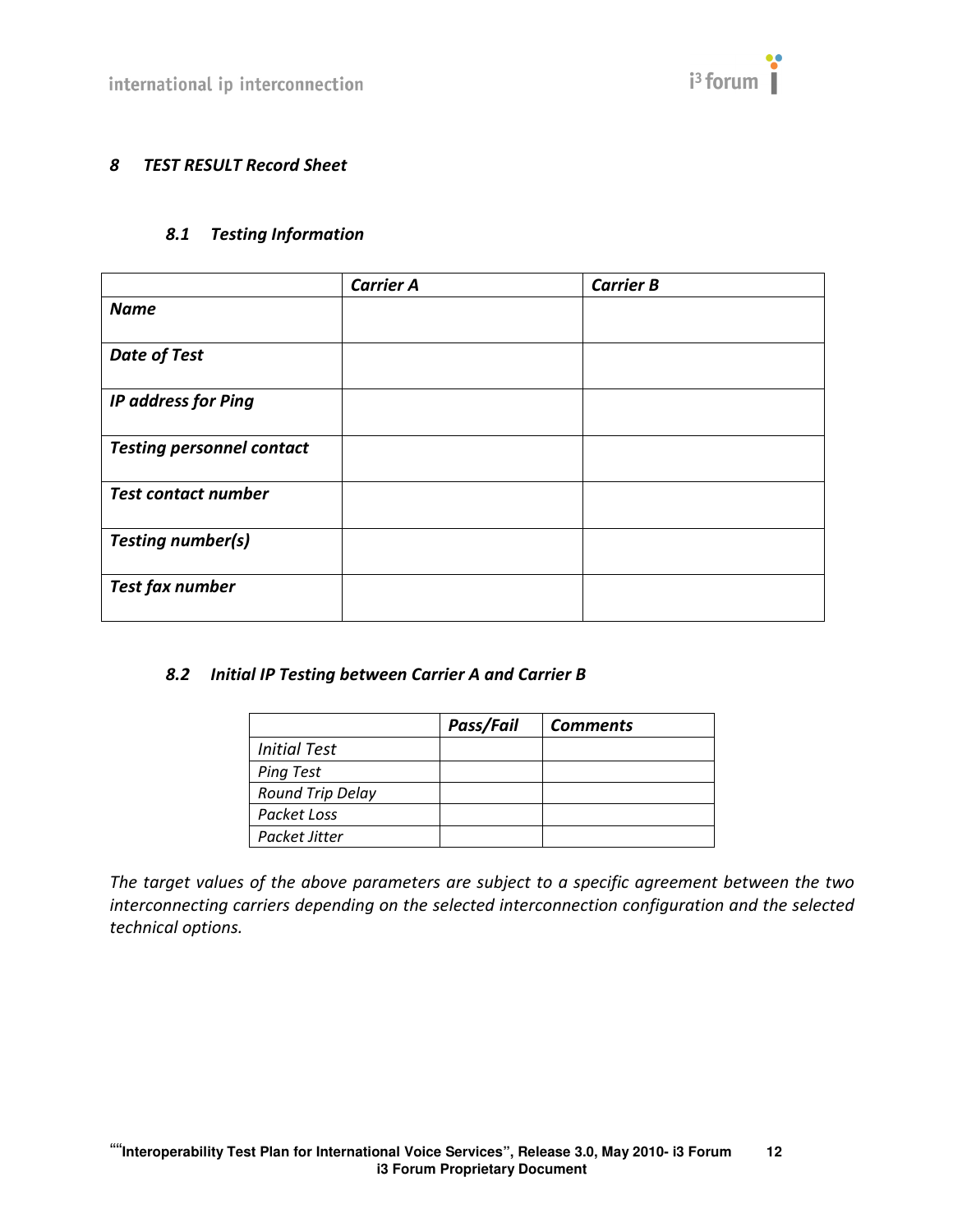# *8 TEST RESULT Record Sheet*

## *8.1 Testing Information*

| | ***Carrier A*** | ***Carrier B*** |
|---|---|---|
| ***Name*** | | |
| ***Date of Test*** | | |
| ***IP address for Ping*** | | |
| ***Testing personnel contact*** | | |
| ***Test contact number*** | | |
| ***Testing number(s)*** | | |
| ***Test fax number*** | | |

## *8.2 Initial IP Testing between Carrier A and Carrier B*

| | ***Pass/Fail*** | ***Comments*** |
|---|---|---|
| *Initial Test* | | |
| *Ping Test* | | |
| *Round Trip Delay* | | |
| *Packet Loss* | | |
| *Packet Jitter* | | |

*The target values of the above parameters are subject to a specific agreement between the two interconnecting carriers depending on the selected interconnection configuration and the selected technical options.*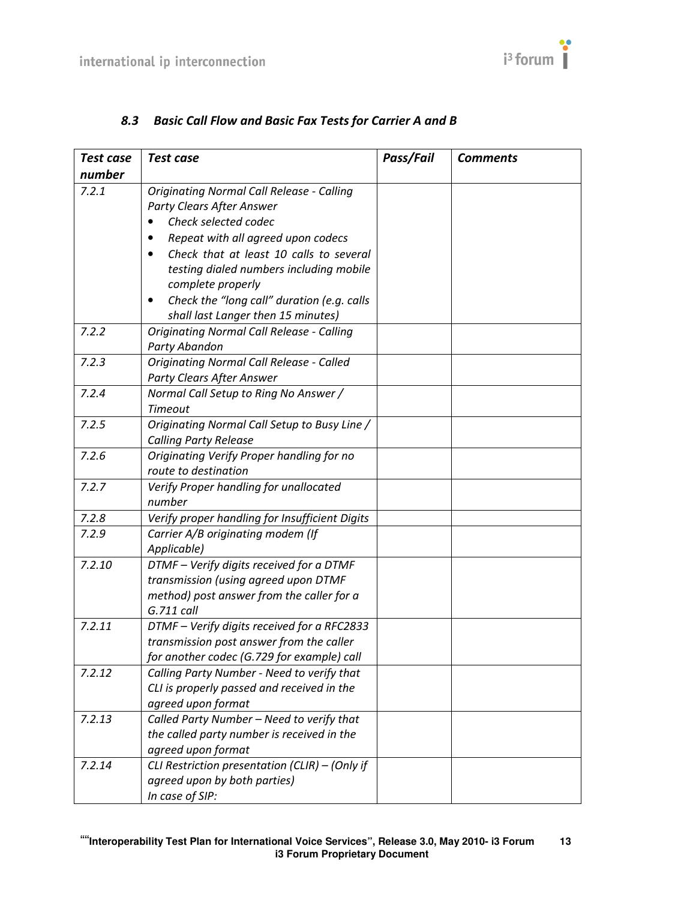### *8.3 Basic Call Flow and Basic Fax Tests for Carrier A and B*

| *Test case number* | *Test case* | *Pass/Fail* | *Comments* |
|---|---|---|---|
| *7.2.1* | *Originating Normal Call Release - Calling Party Clears After Answer*<br>• *Check selected codec*<br>• *Repeat with all agreed upon codecs*<br>• *Check that at least 10 calls to several testing dialed numbers including mobile complete properly*<br>• *Check the "long call" duration (e.g. calls shall last Langer then 15 minutes)* | | |
| *7.2.2* | *Originating Normal Call Release - Calling Party Abandon* | | |
| *7.2.3* | *Originating Normal Call Release - Called Party Clears After Answer* | | |
| *7.2.4* | *Normal Call Setup to Ring No Answer / Timeout* | | |
| *7.2.5* | *Originating Normal Call Setup to Busy Line / Calling Party Release* | | |
| *7.2.6* | *Originating Verify Proper handling for no route to destination* | | |
| *7.2.7* | *Verify Proper handling for unallocated number* | | |
| *7.2.8* | *Verify proper handling for Insufficient Digits* | | |
| *7.2.9* | *Carrier A/B originating modem (If Applicable)* | | |
| *7.2.10* | *DTMF – Verify digits received for a DTMF transmission (using agreed upon DTMF method) post answer from the caller for a G.711 call* | | |
| *7.2.11* | *DTMF – Verify digits received for a RFC2833 transmission post answer from the caller for another codec (G.729 for example) call* | | |
| *7.2.12* | *Calling Party Number - Need to verify that CLI is properly passed and received in the agreed upon format* | | |
| *7.2.13* | *Called Party Number – Need to verify that the called party number is received in the agreed upon format* | | |
| *7.2.14* | *CLI Restriction presentation (CLIR) – (Only if agreed upon by both parties)*<br>*In case of SIP:* | | |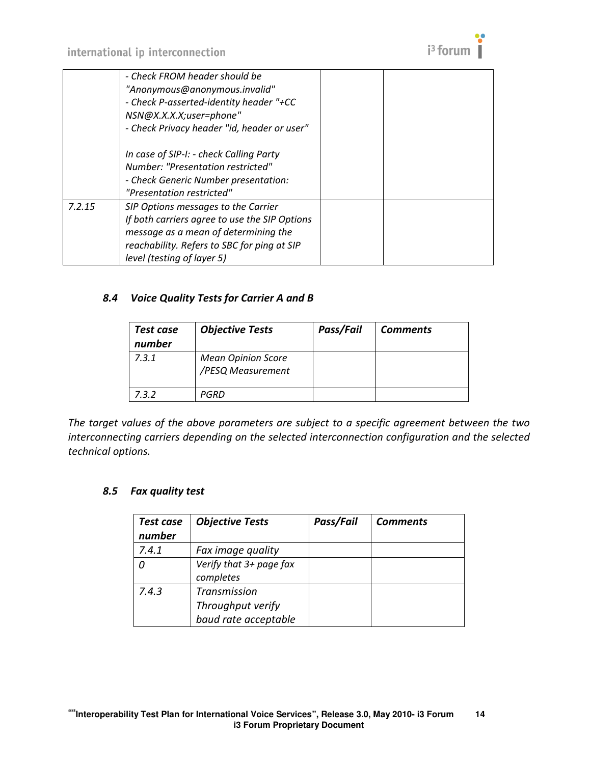| | | | |
|---|---|---|---|
| | *- Check FROM header should be "Anonymous@anonymous.invalid"*<br>*- Check P-asserted-identity header "+CC NSN@X.X.X.X;user=phone"*<br>*- Check Privacy header "id, header or user"*<br><br>*In case of SIP-I: - check Calling Party Number: "Presentation restricted"*<br>*- Check Generic Number presentation: "Presentation restricted"* | | |
| *7.2.15* | *SIP Options messages to the Carrier*<br>*If both carriers agree to use the SIP Options message as a mean of determining the reachability. Refers to SBC for ping at SIP level (testing of layer 5)* | | |

### *8.4 Voice Quality Tests for Carrier A and B*

| ***Test case number*** | ***Objective Tests*** | ***Pass/Fail*** | ***Comments*** |
|---|---|---|---|
| *7.3.1* | *Mean Opinion Score /PESQ Measurement* | | |
| *7.3.2* | *PGRD* | | |

*The target values of the above parameters are subject to a specific agreement between the two interconnecting carriers depending on the selected interconnection configuration and the selected technical options.*

### *8.5 Fax quality test*

| ***Test case number*** | ***Objective Tests*** | ***Pass/Fail*** | ***Comments*** |
|---|---|---|---|
| *7.4.1* | *Fax image quality* | | |
| *0* | *Verify that 3+ page fax completes* | | |
| *7.4.3* | *Transmission Throughput verify baud rate acceptable* | | |